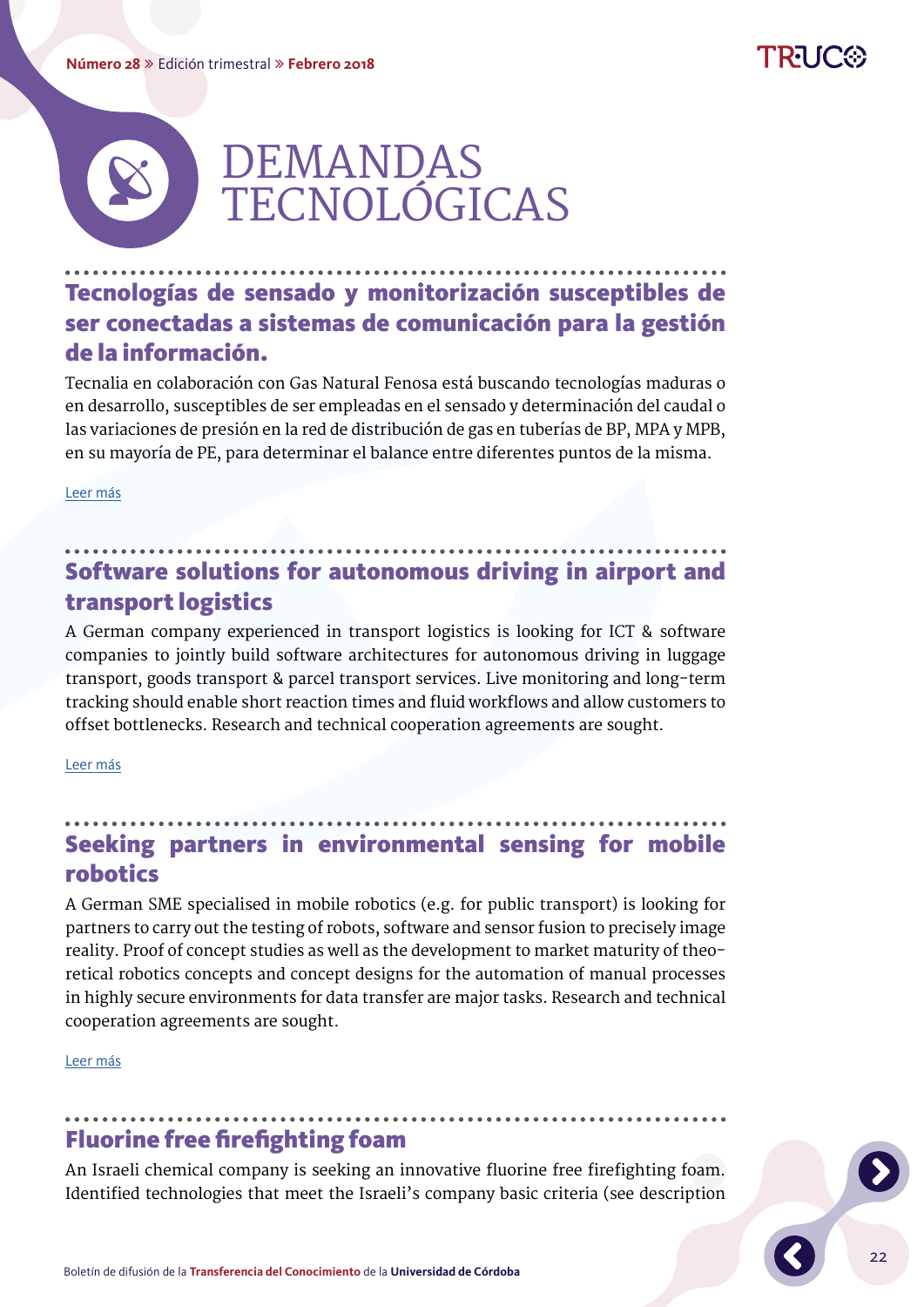# DEMANDAS TECNOLÓGICAS

## Tecnologías de sensado y monitorización susceptibles de ser conectadas a sistemas de comunicación para la gestión de la información.

Tecnalia en colaboración con Gas Natural Fenosa está buscando tecnologías maduras o en desarrollo, susceptibles de ser empleadas en el sensado y determinación del caudal o las variaciones de presión en la red de distribución de gas en tuberías de BP, MPA y MPB, en su mayoría de PE, para determinar el balance entre diferentes puntos de la misma.

Leer más

## Software solutions for autonomous driving in airport and transport logistics

A German company experienced in transport logistics is looking for ICT & software companies to jointly build software architectures for autonomous driving in luggage transport, goods transport & parcel transport services. Live monitoring and long-term tracking should enable short reaction times and fluid workflows and allow customers to offset bottlenecks. Research and technical cooperation agreements are sought.

Leer más

## Seeking partners in environmental sensing for mobile robotics

A German SME specialised in mobile robotics (e.g. for public transport) is looking for partners to carry out the testing of robots, software and sensor fusion to precisely image reality. Proof of concept studies as well as the development to market maturity of theoretical robotics concepts and concept designs for the automation of manual processes in highly secure environments for data transfer are major tasks. Research and technical cooperation agreements are sought.

Leer más

## Fluorine free firefighting foam

An Israeli chemical company is seeking an innovative fluorine free firefighting foam. Identified technologies that meet the Israeli's company basic criteria (see description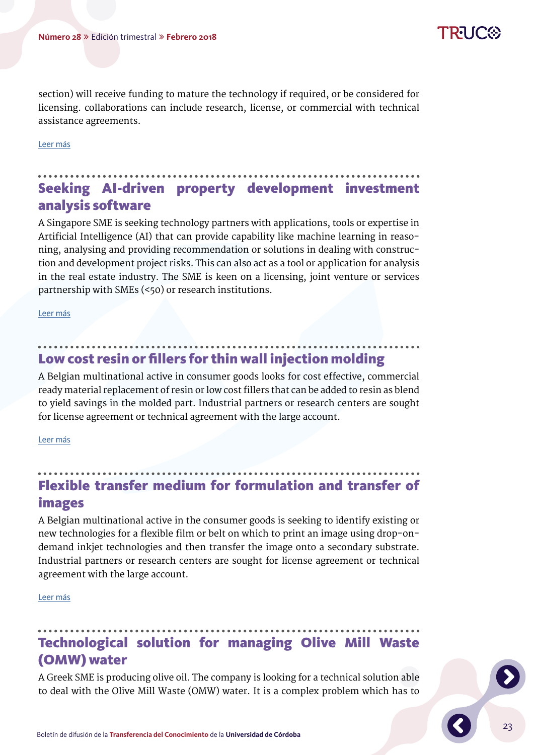section) will receive funding to mature the technology if required, or be considered for licensing. collaborations can include research, license, or commercial with technical assistance agreements.

Leer más

## Seeking AI-driven property development investment analysis software

A Singapore SME is seeking technology partners with applications, tools or expertise in Artificial Intelligence (AI) that can provide capability like machine learning in reasoning, analysing and providing recommendation or solutions in dealing with construction and development project risks. This can also act as a tool or application for analysis in the real estate industry. The SME is keen on a licensing, joint venture or services partnership with SMEs (<50) or research institutions.

Leer más

## Low cost resin or fillers for thin wall injection molding

A Belgian multinational active in consumer goods looks for cost effective, commercial ready material replacement of resin or low cost fillers that can be added to resin as blend to yield savings in the molded part. Industrial partners or research centers are sought for license agreement or technical agreement with the large account.

Leer más

## Flexible transfer medium for formulation and transfer of images

A Belgian multinational active in the consumer goods is seeking to identify existing or new technologies for a flexible film or belt on which to print an image using drop-on-demand inkjet technologies and then transfer the image onto a secondary substrate. Industrial partners or research centers are sought for license agreement or technical agreement with the large account.

Leer más

## Technological solution for managing Olive Mill Waste (OMW) water

A Greek SME is producing olive oil. The company is looking for a technical solution able to deal with the Olive Mill Waste (OMW) water. It is a complex problem which has to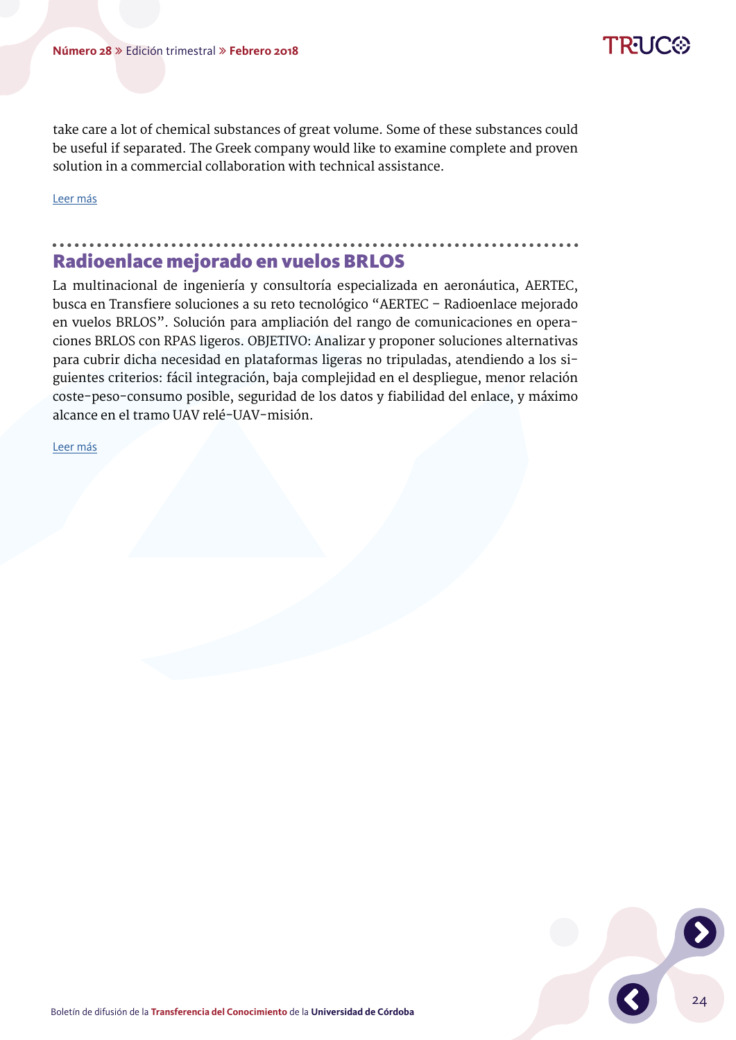take care a lot of chemical substances of great volume. Some of these substances could be useful if separated. The Greek company would like to examine complete and proven solution in a commercial collaboration with technical assistance.

Leer más

## Radioenlace mejorado en vuelos BRLOS

La multinacional de ingeniería y consultoría especializada en aeronáutica, AERTEC, busca en Transfiere soluciones a su reto tecnológico "AERTEC – Radioenlace mejorado en vuelos BRLOS". Solución para ampliación del rango de comunicaciones en operaciones BRLOS con RPAS ligeros. OBJETIVO: Analizar y proponer soluciones alternativas para cubrir dicha necesidad en plataformas ligeras no tripuladas, atendiendo a los siguientes criterios: fácil integración, baja complejidad en el despliegue, menor relación coste-peso-consumo posible, seguridad de los datos y fiabilidad del enlace, y máximo alcance en el tramo UAV relé-UAV-misión.

Leer más